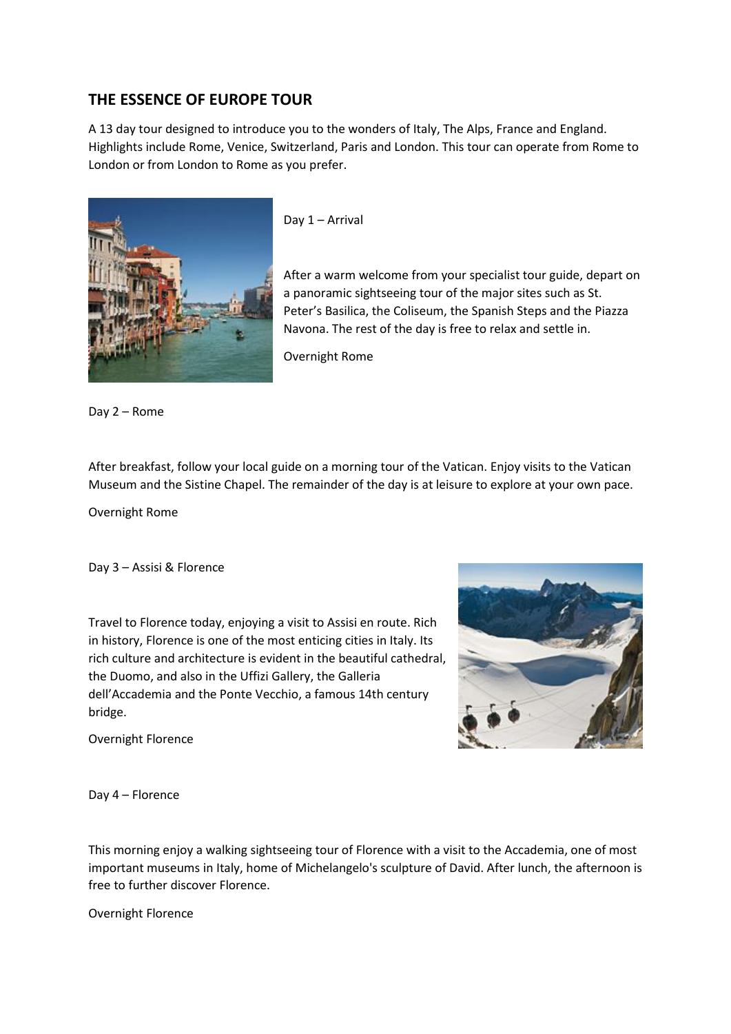## THE ESSENCE OF EUROPE TOUR

A 13 day tour designed to introduce you to the wonders of Italy, The Alps, France and England. Highlights include Rome, Venice, Switzerland, Paris and London. This tour can operate from Rome to London or from London to Rome as you prefer.

Day 1 – Arrival

After a warm welcome from your specialist tour guide, depart on a panoramic sightseeing tour of the major sites such as St. Peter's Basilica, the Coliseum, the Spanish Steps and the Piazza Navona. The rest of the day is free to relax and settle in.

Overnight Rome

Day 2 – Rome

After breakfast, follow your local guide on a morning tour of the Vatican. Enjoy visits to the Vatican Museum and the Sistine Chapel. The remainder of the day is at leisure to explore at your own pace.

Overnight Rome

Day 3 – Assisi & Florence

Travel to Florence today, enjoying a visit to Assisi en route. Rich in history, Florence is one of the most enticing cities in Italy. Its rich culture and architecture is evident in the beautiful cathedral, the Duomo, and also in the Uffizi Gallery, the Galleria dell'Accademia and the Ponte Vecchio, a famous 14th century bridge.

Overnight Florence

Day 4 – Florence

This morning enjoy a walking sightseeing tour of Florence with a visit to the Accademia, one of most important museums in Italy, home of Michelangelo's sculpture of David. After lunch, the afternoon is free to further discover Florence.

Overnight Florence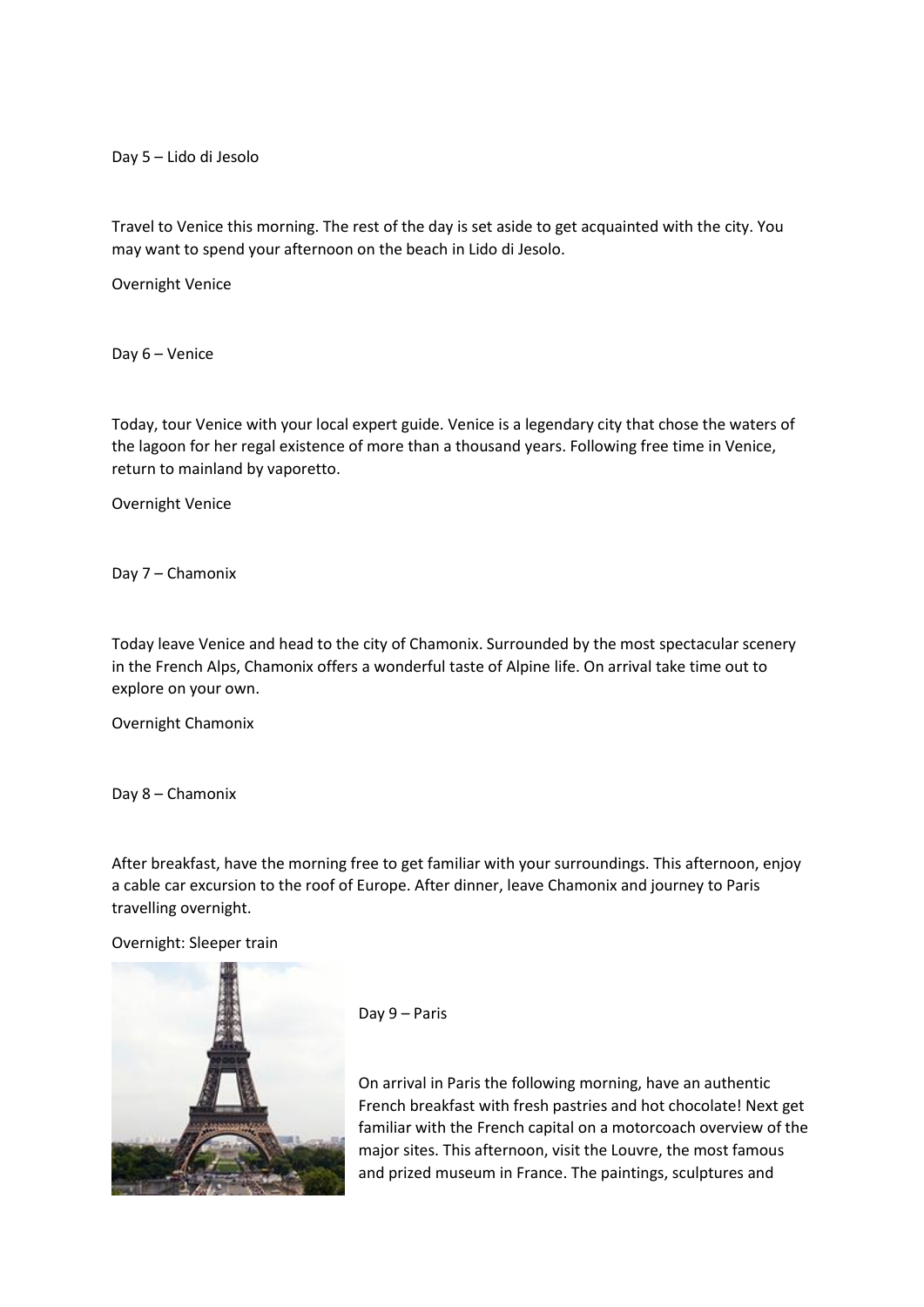Day 5 – Lido di Jesolo

Travel to Venice this morning. The rest of the day is set aside to get acquainted with the city. You may want to spend your afternoon on the beach in Lido di Jesolo.

Overnight Venice

Day 6 – Venice

Today, tour Venice with your local expert guide. Venice is a legendary city that chose the waters of the lagoon for her regal existence of more than a thousand years. Following free time in Venice, return to mainland by vaporetto.

Overnight Venice

Day 7 – Chamonix

Today leave Venice and head to the city of Chamonix. Surrounded by the most spectacular scenery in the French Alps, Chamonix offers a wonderful taste of Alpine life. On arrival take time out to explore on your own.

Overnight Chamonix

Day 8 – Chamonix

After breakfast, have the morning free to get familiar with your surroundings. This afternoon, enjoy a cable car excursion to the roof of Europe. After dinner, leave Chamonix and journey to Paris travelling overnight.

Overnight: Sleeper train

Day 9 – Paris

On arrival in Paris the following morning, have an authentic French breakfast with fresh pastries and hot chocolate! Next get familiar with the French capital on a motorcoach overview of the major sites. This afternoon, visit the Louvre, the most famous and prized museum in France. The paintings, sculptures and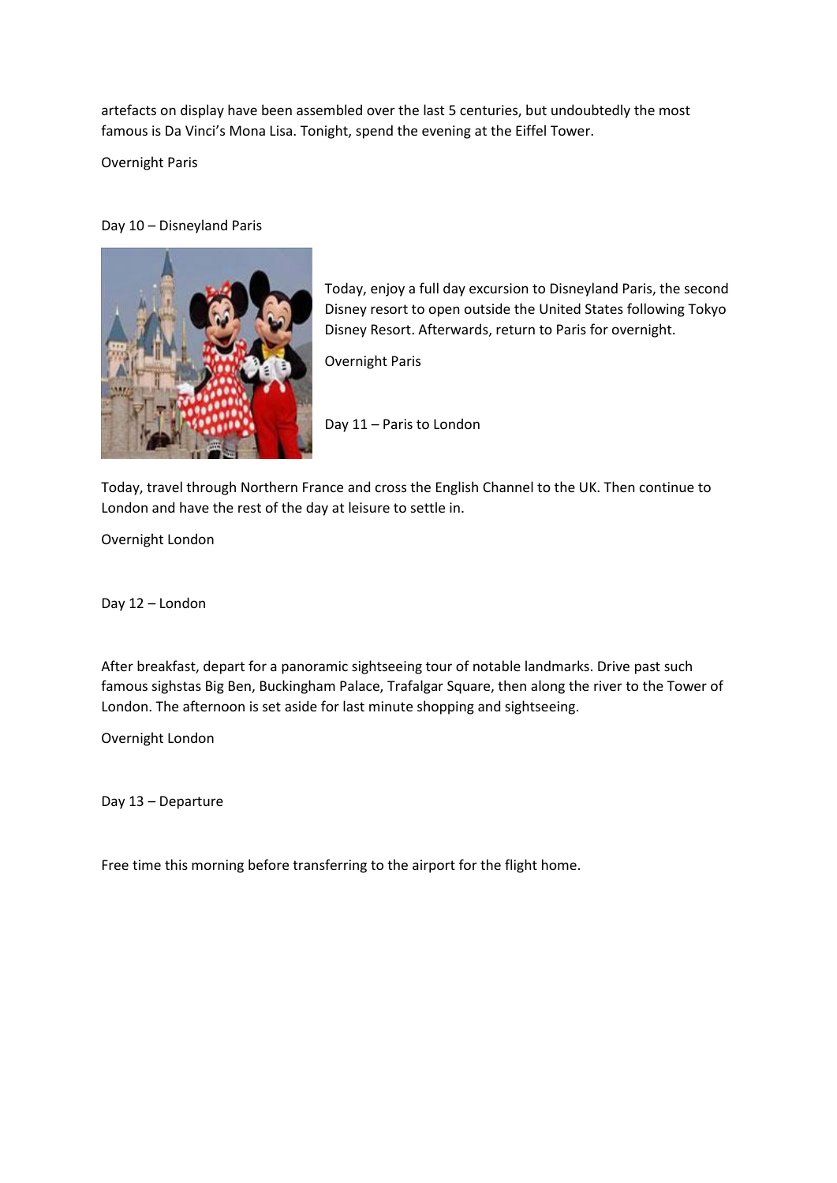artefacts on display have been assembled over the last 5 centuries, but undoubtedly the most famous is Da Vinci's Mona Lisa. Tonight, spend the evening at the Eiffel Tower.

Overnight Paris

Day 10 – Disneyland Paris

Today, enjoy a full day excursion to Disneyland Paris, the second Disney resort to open outside the United States following Tokyo Disney Resort. Afterwards, return to Paris for overnight.

Overnight Paris

Day 11 – Paris to London

Today, travel through Northern France and cross the English Channel to the UK. Then continue to London and have the rest of the day at leisure to settle in.

Overnight London

Day 12 – London

After breakfast, depart for a panoramic sightseeing tour of notable landmarks. Drive past such famous sighstas Big Ben, Buckingham Palace, Trafalgar Square, then along the river to the Tower of London. The afternoon is set aside for last minute shopping and sightseeing.

Overnight London

Day 13 – Departure

Free time this morning before transferring to the airport for the flight home.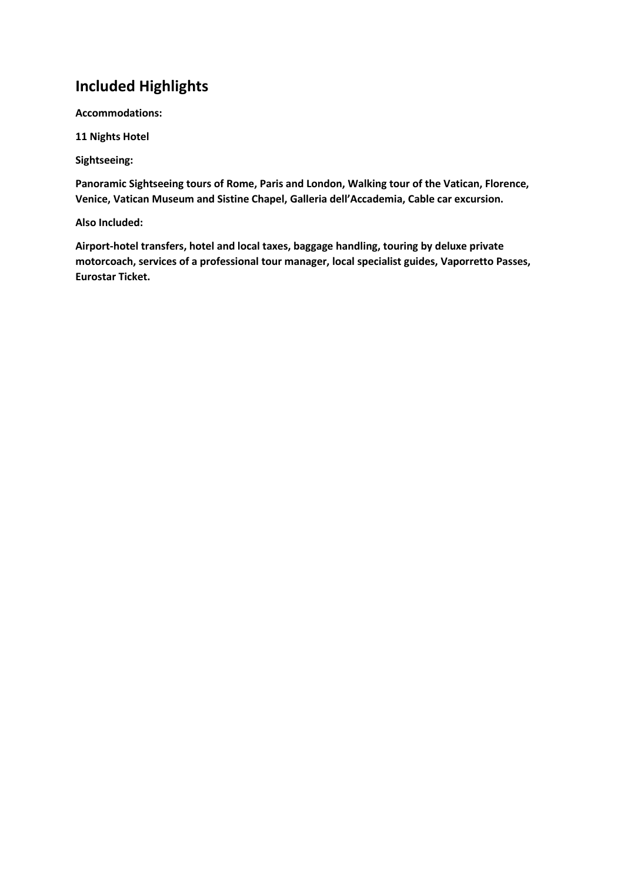## Included Highlights

**Accommodations:**

**11 Nights Hotel**

**Sightseeing:**

**Panoramic Sightseeing tours of Rome, Paris and London, Walking tour of the Vatican, Florence, Venice, Vatican Museum and Sistine Chapel, Galleria dell'Accademia, Cable car excursion.**

**Also Included:**

**Airport-hotel transfers, hotel and local taxes, baggage handling, touring by deluxe private motorcoach, services of a professional tour manager, local specialist guides, Vaporretto Passes, Eurostar Ticket.**